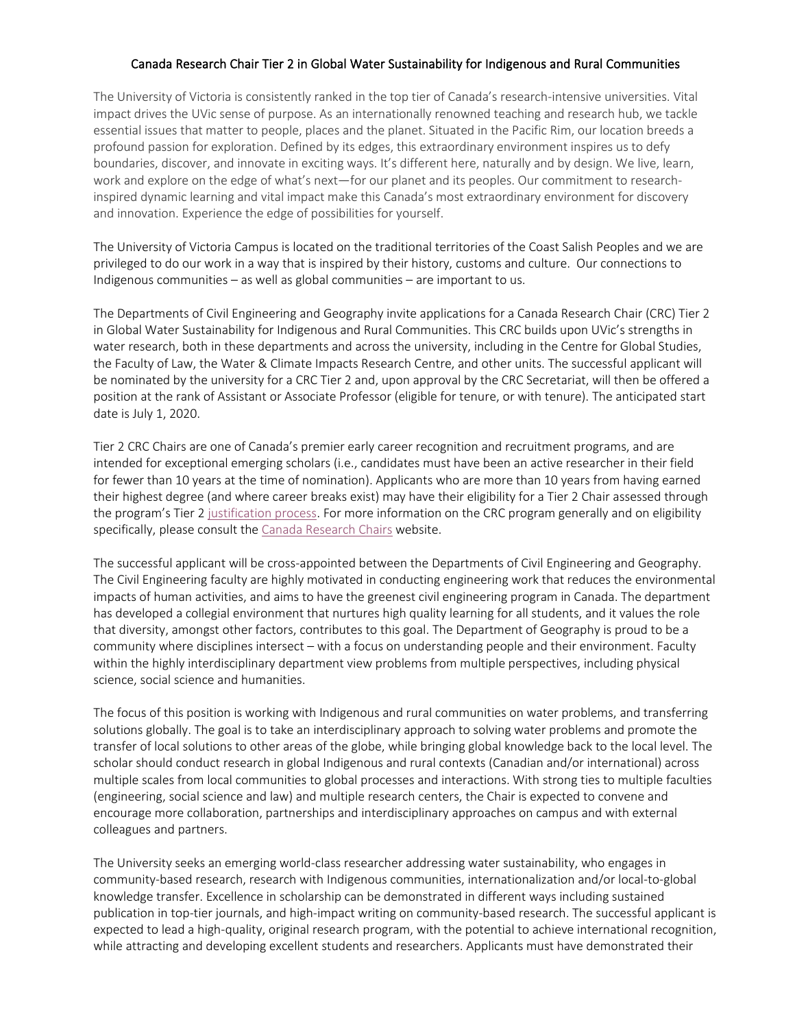# Canada Research Chair Tier 2 in Global Water Sustainability for Indigenous and Rural Communities

The University of Victoria is consistently ranked in the top tier of Canada's research-intensive universities. Vital impact drives the UVic sense of purpose. As an internationally renowned teaching and research hub, we tackle essential issues that matter to people, places and the planet. Situated in the Pacific Rim, our location breeds a profound passion for exploration. Defined by its edges, this extraordinary environment inspires us to defy boundaries, discover, and innovate in exciting ways. It's different here, naturally and by design. We live, learn, work and explore on the edge of what's next—for our planet and its peoples. Our commitment to research-inspired dynamic learning and vital impact make this Canada's most extraordinary environment for discovery and innovation. Experience the edge of possibilities for yourself.

The University of Victoria Campus is located on the traditional territories of the Coast Salish Peoples and we are privileged to do our work in a way that is inspired by their history, customs and culture. Our connections to Indigenous communities – as well as global communities – are important to us.

The Departments of Civil Engineering and Geography invite applications for a Canada Research Chair (CRC) Tier 2 in Global Water Sustainability for Indigenous and Rural Communities. This CRC builds upon UVic's strengths in water research, both in these departments and across the university, including in the Centre for Global Studies, the Faculty of Law, the Water & Climate Impacts Research Centre, and other units. The successful applicant will be nominated by the university for a CRC Tier 2 and, upon approval by the CRC Secretariat, will then be offered a position at the rank of Assistant or Associate Professor (eligible for tenure, or with tenure). The anticipated start date is July 1, 2020.

Tier 2 CRC Chairs are one of Canada's premier early career recognition and recruitment programs, and are intended for exceptional emerging scholars (i.e., candidates must have been an active researcher in their field for fewer than 10 years at the time of nomination). Applicants who are more than 10 years from having earned their highest degree (and where career breaks exist) may have their eligibility for a Tier 2 Chair assessed through the program's Tier 2 justification process. For more information on the CRC program generally and on eligibility specifically, please consult the Canada Research Chairs website.

The successful applicant will be cross-appointed between the Departments of Civil Engineering and Geography. The Civil Engineering faculty are highly motivated in conducting engineering work that reduces the environmental impacts of human activities, and aims to have the greenest civil engineering program in Canada. The department has developed a collegial environment that nurtures high quality learning for all students, and it values the role that diversity, amongst other factors, contributes to this goal. The Department of Geography is proud to be a community where disciplines intersect – with a focus on understanding people and their environment. Faculty within the highly interdisciplinary department view problems from multiple perspectives, including physical science, social science and humanities.

The focus of this position is working with Indigenous and rural communities on water problems, and transferring solutions globally. The goal is to take an interdisciplinary approach to solving water problems and promote the transfer of local solutions to other areas of the globe, while bringing global knowledge back to the local level. The scholar should conduct research in global Indigenous and rural contexts (Canadian and/or international) across multiple scales from local communities to global processes and interactions. With strong ties to multiple faculties (engineering, social science and law) and multiple research centers, the Chair is expected to convene and encourage more collaboration, partnerships and interdisciplinary approaches on campus and with external colleagues and partners.

The University seeks an emerging world-class researcher addressing water sustainability, who engages in community-based research, research with Indigenous communities, internationalization and/or local-to-global knowledge transfer. Excellence in scholarship can be demonstrated in different ways including sustained publication in top-tier journals, and high-impact writing on community-based research. The successful applicant is expected to lead a high-quality, original research program, with the potential to achieve international recognition, while attracting and developing excellent students and researchers. Applicants must have demonstrated their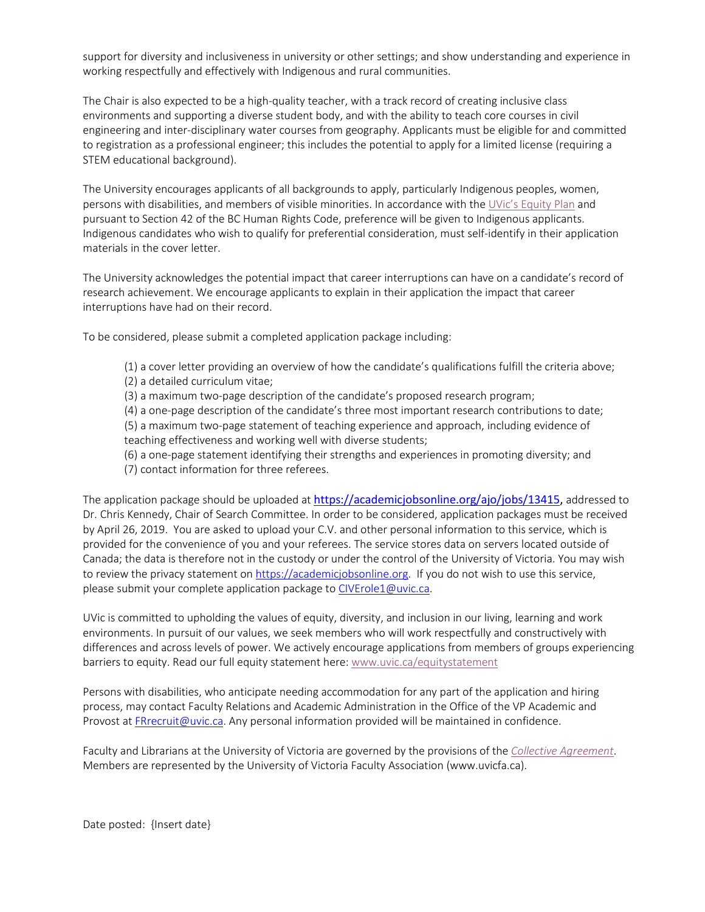support for diversity and inclusiveness in university or other settings; and show understanding and experience in working respectfully and effectively with Indigenous and rural communities.

The Chair is also expected to be a high-quality teacher, with a track record of creating inclusive class environments and supporting a diverse student body, and with the ability to teach core courses in civil engineering and inter-disciplinary water courses from geography. Applicants must be eligible for and committed to registration as a professional engineer; this includes the potential to apply for a limited license (requiring a STEM educational background).

The University encourages applicants of all backgrounds to apply, particularly Indigenous peoples, women, persons with disabilities, and members of visible minorities. In accordance with the UVic's Equity Plan and pursuant to Section 42 of the BC Human Rights Code, preference will be given to Indigenous applicants. Indigenous candidates who wish to qualify for preferential consideration, must self-identify in their application materials in the cover letter.

The University acknowledges the potential impact that career interruptions can have on a candidate's record of research achievement. We encourage applicants to explain in their application the impact that career interruptions have had on their record.

To be considered, please submit a completed application package including:

(1) a cover letter providing an overview of how the candidate's qualifications fulfill the criteria above;
(2) a detailed curriculum vitae;
(3) a maximum two-page description of the candidate's proposed research program;
(4) a one-page description of the candidate's three most important research contributions to date;
(5) a maximum two-page statement of teaching experience and approach, including evidence of teaching effectiveness and working well with diverse students;
(6) a one-page statement identifying their strengths and experiences in promoting diversity; and
(7) contact information for three referees.

The application package should be uploaded at https://academicjobsonline.org/ajo/jobs/13415, addressed to Dr. Chris Kennedy, Chair of Search Committee. In order to be considered, application packages must be received by April 26, 2019. You are asked to upload your C.V. and other personal information to this service, which is provided for the convenience of you and your referees. The service stores data on servers located outside of Canada; the data is therefore not in the custody or under the control of the University of Victoria. You may wish to review the privacy statement on https://academicjobsonline.org. If you do not wish to use this service, please submit your complete application package to CIVErole1@uvic.ca.

UVic is committed to upholding the values of equity, diversity, and inclusion in our living, learning and work environments. In pursuit of our values, we seek members who will work respectfully and constructively with differences and across levels of power. We actively encourage applications from members of groups experiencing barriers to equity. Read our full equity statement here: www.uvic.ca/equitystatement

Persons with disabilities, who anticipate needing accommodation for any part of the application and hiring process, may contact Faculty Relations and Academic Administration in the Office of the VP Academic and Provost at FRrecruit@uvic.ca. Any personal information provided will be maintained in confidence.

Faculty and Librarians at the University of Victoria are governed by the provisions of the *Collective Agreement*. Members are represented by the University of Victoria Faculty Association (www.uvicfa.ca).

Date posted: {Insert date}